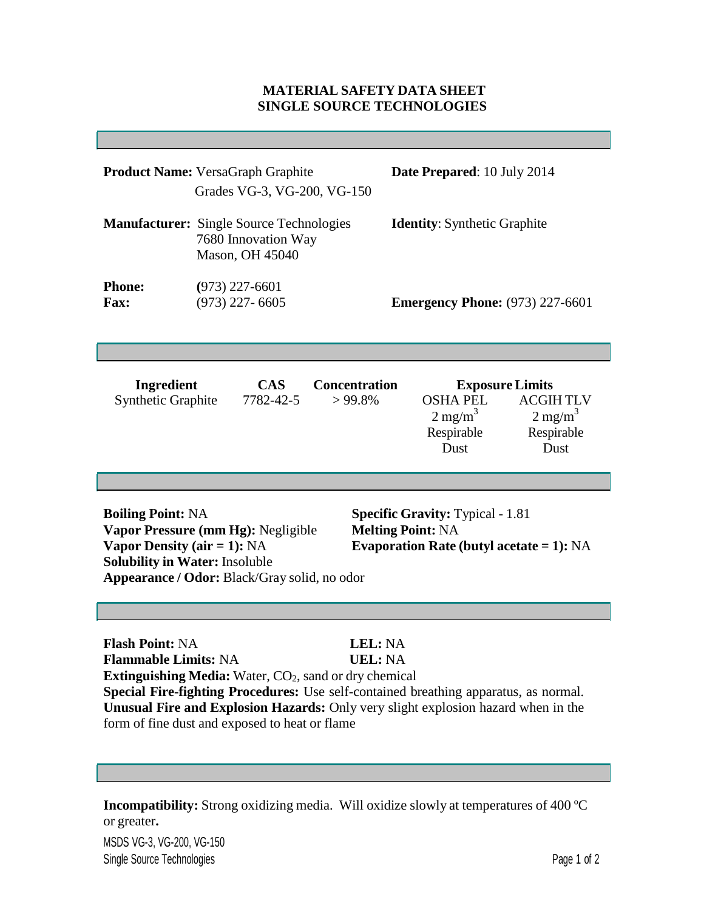**MATERIAL SAFETY DATA SHEET**
**SINGLE SOURCE TECHNOLOGIES**

---

**Product Name:** VersaGraph Graphite
Grades VG-3, VG-200, VG-150

**Date Prepared**: 10 July 2014

**Manufacturer:** Single Source Technologies
7680 Innovation Way
Mason, OH 45040

**Identity**: Synthetic Graphite

**Phone:** (973) 227-6601
**Fax:** (973) 227- 6605

**Emergency Phone:** (973) 227-6601

---

| Ingredient | CAS | Concentration | Exposure Limits | |
|---|---|---|---|---|
| | | | OSHA PEL | ACGIH TLV |
| Synthetic Graphite | 7782-42-5 | > 99.8% | 2 $mg/m^3$ Respirable Dust | 2 $mg/m^3$ Respirable Dust |

---

**Boiling Point:** NA
**Vapor Pressure (mm Hg):** Negligible
**Vapor Density (air = 1):** NA
**Solubility in Water:** Insoluble
**Appearance / Odor:** Black/Gray solid, no odor

**Specific Gravity:** Typical - 1.81
**Melting Point:** NA
**Evaporation Rate (butyl acetate = 1):** NA

---

**Flash Point:** NA
**Flammable Limits:** NA
**LEL:** NA
**UEL:** NA
**Extinguishing Media:** Water, $CO_2$, sand or dry chemical
**Special Fire-fighting Procedures:** Use self-contained breathing apparatus, as normal.
**Unusual Fire and Explosion Hazards:** Only very slight explosion hazard when in the form of fine dust and exposed to heat or flame

---

**Incompatibility:** Strong oxidizing media. Will oxidize slowly at temperatures of 400 ºC or greater**.**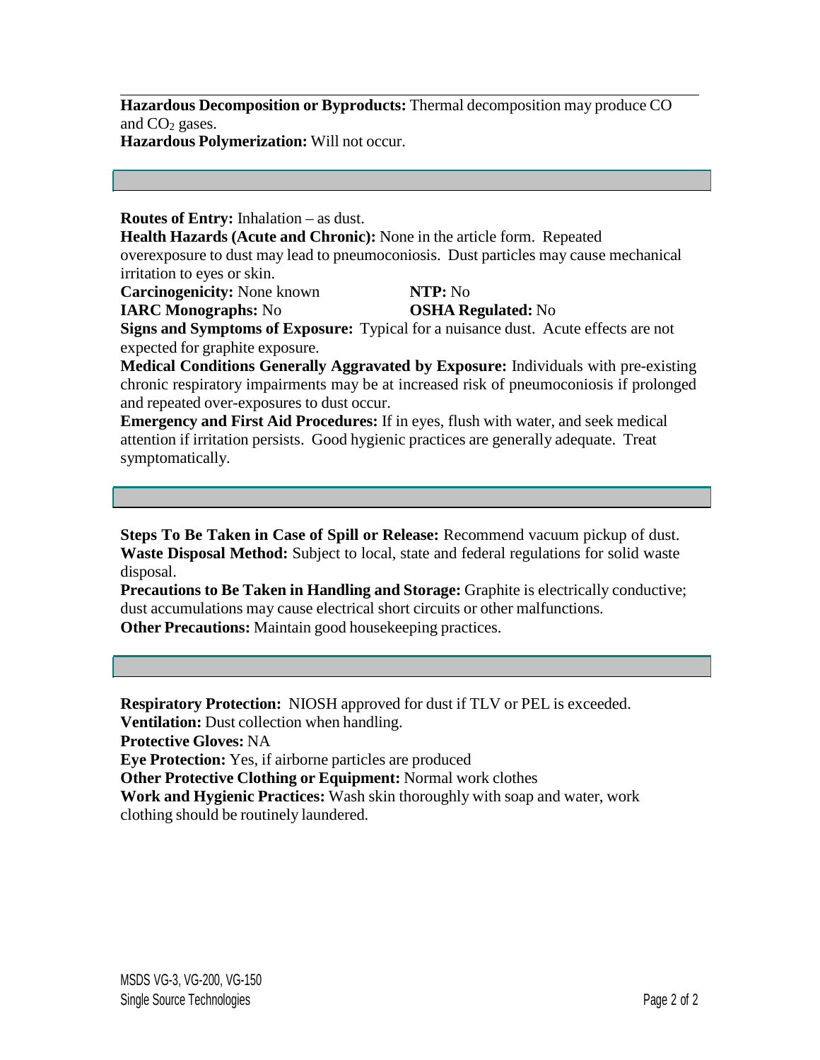**Hazardous Decomposition or Byproducts:** Thermal decomposition may produce CO and $CO_2$ gases.
**Hazardous Polymerization:** Will not occur.

**Routes of Entry:** Inhalation – as dust.
**Health Hazards (Acute and Chronic):** None in the article form. Repeated overexposure to dust may lead to pneumoconiosis. Dust particles may cause mechanical irritation to eyes or skin.
**Carcinogenicity:** None known **NTP:** No
**IARC Monographs:** No **OSHA Regulated:** No
**Signs and Symptoms of Exposure:** Typical for a nuisance dust. Acute effects are not expected for graphite exposure.
**Medical Conditions Generally Aggravated by Exposure:** Individuals with pre-existing chronic respiratory impairments may be at increased risk of pneumoconiosis if prolonged and repeated over-exposures to dust occur.
**Emergency and First Aid Procedures:** If in eyes, flush with water, and seek medical attention if irritation persists. Good hygienic practices are generally adequate. Treat symptomatically.

**Steps To Be Taken in Case of Spill or Release:** Recommend vacuum pickup of dust.
**Waste Disposal Method:** Subject to local, state and federal regulations for solid waste disposal.
**Precautions to Be Taken in Handling and Storage:** Graphite is electrically conductive; dust accumulations may cause electrical short circuits or other malfunctions.
**Other Precautions:** Maintain good housekeeping practices.

**Respiratory Protection:** NIOSH approved for dust if TLV or PEL is exceeded.
**Ventilation:** Dust collection when handling.
**Protective Gloves:** NA
**Eye Protection:** Yes, if airborne particles are produced
**Other Protective Clothing or Equipment:** Normal work clothes
**Work and Hygienic Practices:** Wash skin thoroughly with soap and water, work clothing should be routinely laundered.